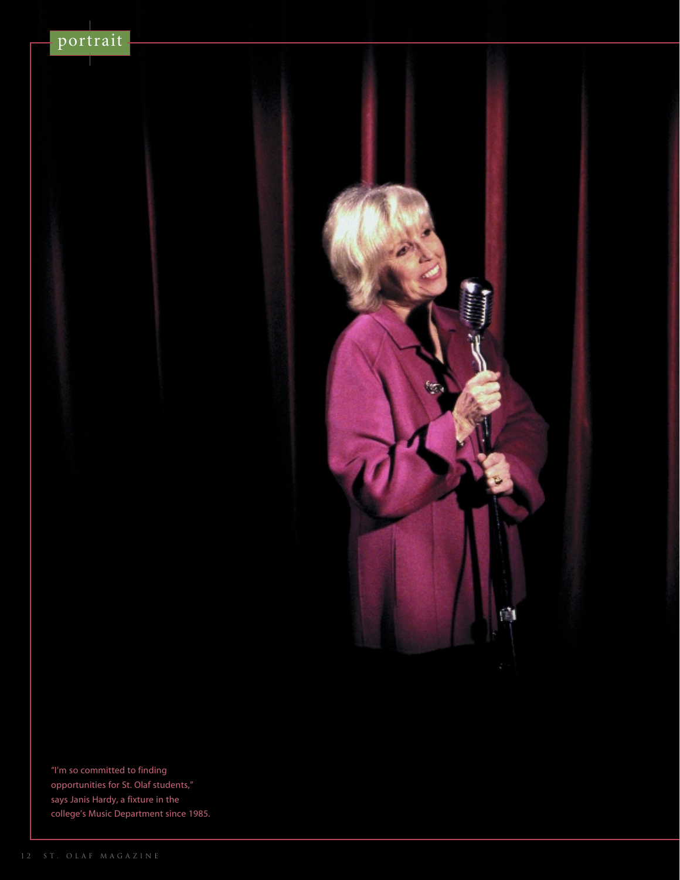portrait

"I'm so committed to finding opportunities for St. Olaf students," says Janis Hardy, a fixture in the college's Music Department since 1985.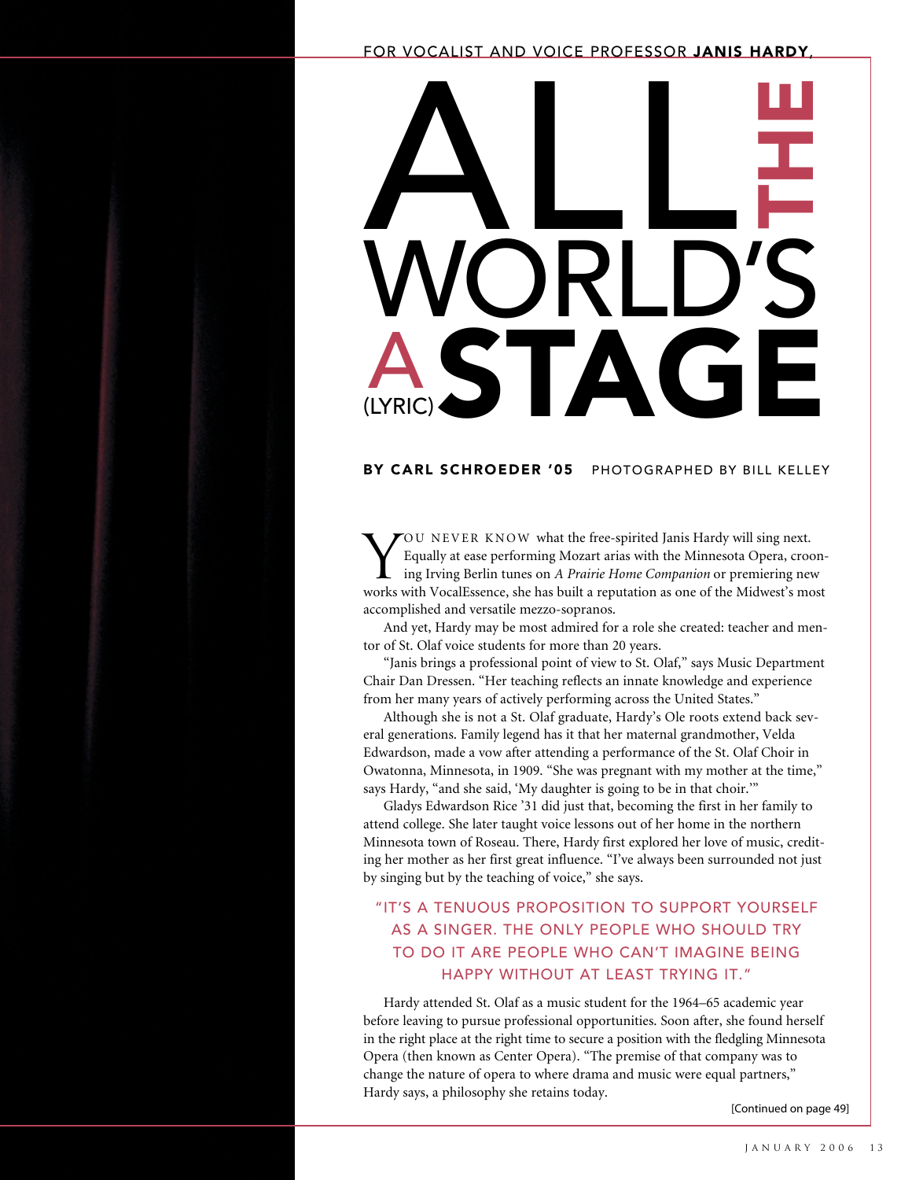FOR VOCALIST AND VOICE PROFESSOR **JANIS HARDY**,

# ALL THE WORLD'S A (LYRIC) STAGE

**BY CARL SCHROEDER '05** PHOTOGRAPHED BY BILL KELLEY

YOU NEVER KNOW what the free-spirited Janis Hardy will sing next. Equally at ease performing Mozart arias with the Minnesota Opera, crooning Irving Berlin tunes on *A Prairie Home Companion* or premiering new works with VocalEssence, she has built a reputation as one of the Midwest's most accomplished and versatile mezzo-sopranos.

And yet, Hardy may be most admired for a role she created: teacher and mentor of St. Olaf voice students for more than 20 years.

"Janis brings a professional point of view to St. Olaf," says Music Department Chair Dan Dressen. "Her teaching reflects an innate knowledge and experience from her many years of actively performing across the United States."

Although she is not a St. Olaf graduate, Hardy's Ole roots extend back several generations. Family legend has it that her maternal grandmother, Velda Edwardson, made a vow after attending a performance of the St. Olaf Choir in Owatonna, Minnesota, in 1909. "She was pregnant with my mother at the time," says Hardy, "and she said, 'My daughter is going to be in that choir.'"

Gladys Edwardson Rice '31 did just that, becoming the first in her family to attend college. She later taught voice lessons out of her home in the northern Minnesota town of Roseau. There, Hardy first explored her love of music, crediting her mother as her first great influence. "I've always been surrounded not just by singing but by the teaching of voice," she says.

"IT'S A TENUOUS PROPOSITION TO SUPPORT YOURSELF AS A SINGER. THE ONLY PEOPLE WHO SHOULD TRY TO DO IT ARE PEOPLE WHO CAN'T IMAGINE BEING HAPPY WITHOUT AT LEAST TRYING IT."

Hardy attended St. Olaf as a music student for the 1964–65 academic year before leaving to pursue professional opportunities. Soon after, she found herself in the right place at the right time to secure a position with the fledgling Minnesota Opera (then known as Center Opera). "The premise of that company was to change the nature of opera to where drama and music were equal partners," Hardy says, a philosophy she retains today.

[Continued on page 49]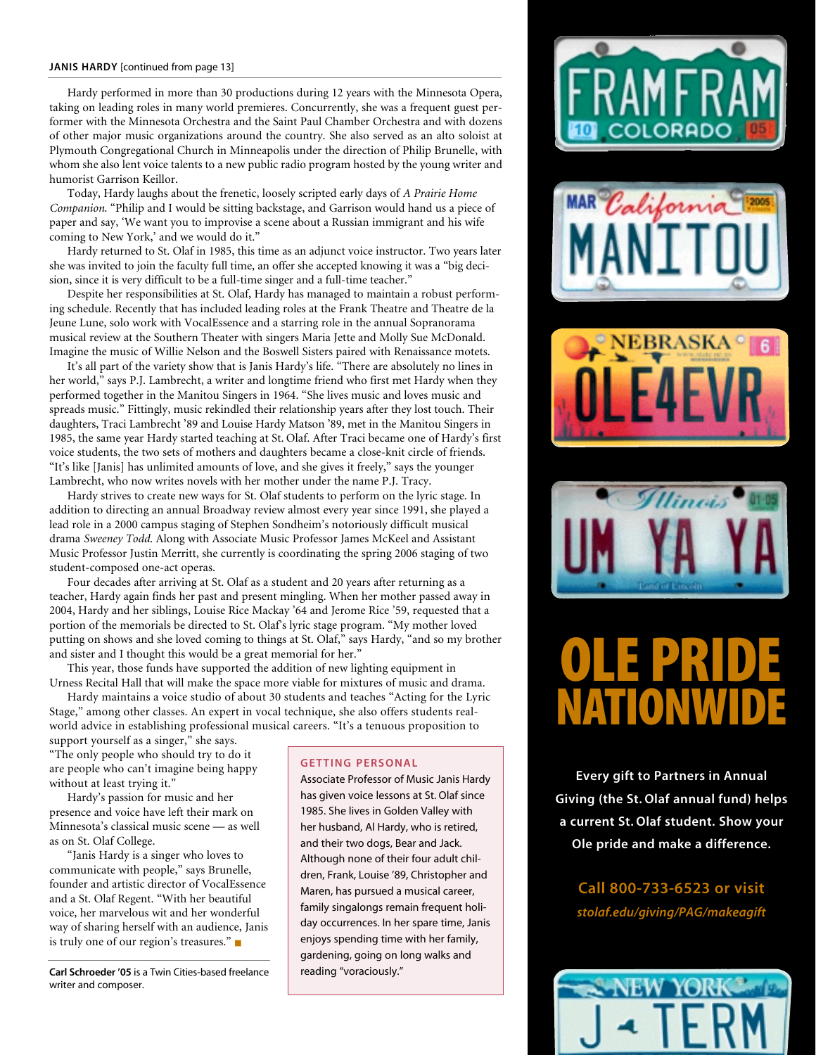**JANIS HARDY** [continued from page 13]

Hardy performed in more than 30 productions during 12 years with the Minnesota Opera, taking on leading roles in many world premieres. Concurrently, she was a frequent guest performer with the Minnesota Orchestra and the Saint Paul Chamber Orchestra and with dozens of other major music organizations around the country. She also served as an alto soloist at Plymouth Congregational Church in Minneapolis under the direction of Philip Brunelle, with whom she also lent voice talents to a new public radio program hosted by the young writer and humorist Garrison Keillor.

Today, Hardy laughs about the frenetic, loosely scripted early days of *A Prairie Home Companion*. "Philip and I would be sitting backstage, and Garrison would hand us a piece of paper and say, 'We want you to improvise a scene about a Russian immigrant and his wife coming to New York,' and we would do it."

Hardy returned to St. Olaf in 1985, this time as an adjunct voice instructor. Two years later she was invited to join the faculty full time, an offer she accepted knowing it was a "big decision, since it is very difficult to be a full-time singer and a full-time teacher."

Despite her responsibilities at St. Olaf, Hardy has managed to maintain a robust performing schedule. Recently that has included leading roles at the Frank Theatre and Theatre de la Jeune Lune, solo work with VocalEssence and a starring role in the annual Sopranorama musical review at the Southern Theater with singers Maria Jette and Molly Sue McDonald. Imagine the music of Willie Nelson and the Boswell Sisters paired with Renaissance motets.

It's all part of the variety show that is Janis Hardy's life. "There are absolutely no lines in her world," says P.J. Lambrecht, a writer and longtime friend who first met Hardy when they performed together in the Manitou Singers in 1964. "She lives music and loves music and spreads music." Fittingly, music rekindled their relationship years after they lost touch. Their daughters, Traci Lambrecht '89 and Louise Hardy Matson '89, met in the Manitou Singers in 1985, the same year Hardy started teaching at St. Olaf. After Traci became one of Hardy's first voice students, the two sets of mothers and daughters became a close-knit circle of friends. "It's like [Janis] has unlimited amounts of love, and she gives it freely," says the younger Lambrecht, who now writes novels with her mother under the name P.J. Tracy.

Hardy strives to create new ways for St. Olaf students to perform on the lyric stage. In addition to directing an annual Broadway review almost every year since 1991, she played a lead role in a 2000 campus staging of Stephen Sondheim's notoriously difficult musical drama *Sweeney Todd*. Along with Associate Music Professor James McKeel and Assistant Music Professor Justin Merritt, she currently is coordinating the spring 2006 staging of two student-composed one-act operas.

Four decades after arriving at St. Olaf as a student and 20 years after returning as a teacher, Hardy again finds her past and present mingling. When her mother passed away in 2004, Hardy and her siblings, Louise Rice Mackay '64 and Jerome Rice '59, requested that a portion of the memorials be directed to St. Olaf's lyric stage program. "My mother loved putting on shows and she loved coming to things at St. Olaf," says Hardy, "and so my brother and sister and I thought this would be a great memorial for her."

This year, those funds have supported the addition of new lighting equipment in Urness Recital Hall that will make the space more viable for mixtures of music and drama.

Hardy maintains a voice studio of about 30 students and teaches "Acting for the Lyric Stage," among other classes. An expert in vocal technique, she also offers students real-world advice in establishing professional musical careers. "It's a tenuous proposition to support yourself as a singer," she says. "The only people who should try to do it are people who can't imagine being happy without at least trying it."

Hardy's passion for music and her presence and voice have left their mark on Minnesota's classical music scene — as well as on St. Olaf College.

"Janis Hardy is a singer who loves to communicate with people," says Brunelle, founder and artistic director of VocalEssence and a St. Olaf Regent. "With her beautiful voice, her marvelous wit and her wonderful way of sharing herself with an audience, Janis is truly one of our region's treasures." ■

**Carl Schroeder '05** is a Twin Cities-based freelance writer and composer.

### GETTING PERSONAL

Associate Professor of Music Janis Hardy has given voice lessons at St. Olaf since 1985. She lives in Golden Valley with her husband, Al Hardy, who is retired, and their two dogs, Bear and Jack. Although none of their four adult children, Frank, Louise '89, Christopher and Maren, has pursued a musical career, family singalongs remain frequent holiday occurrences. In her spare time, Janis enjoys spending time with her family, gardening, going on long walks and reading "voraciously."

FRAMFRAM COLORADO

California MANITOU

NEBRASKA OLE4EVR

Illinois UM YA YA

# OLE PRIDE NATIONWIDE

**Every gift to Partners in Annual Giving (the St. Olaf annual fund) helps a current St. Olaf student. Show your Ole pride and make a difference.**

**Call 800-733-6523 or visit**
***stolaf.edu/giving/PAG/makeagift***

NEW YORK J TERM